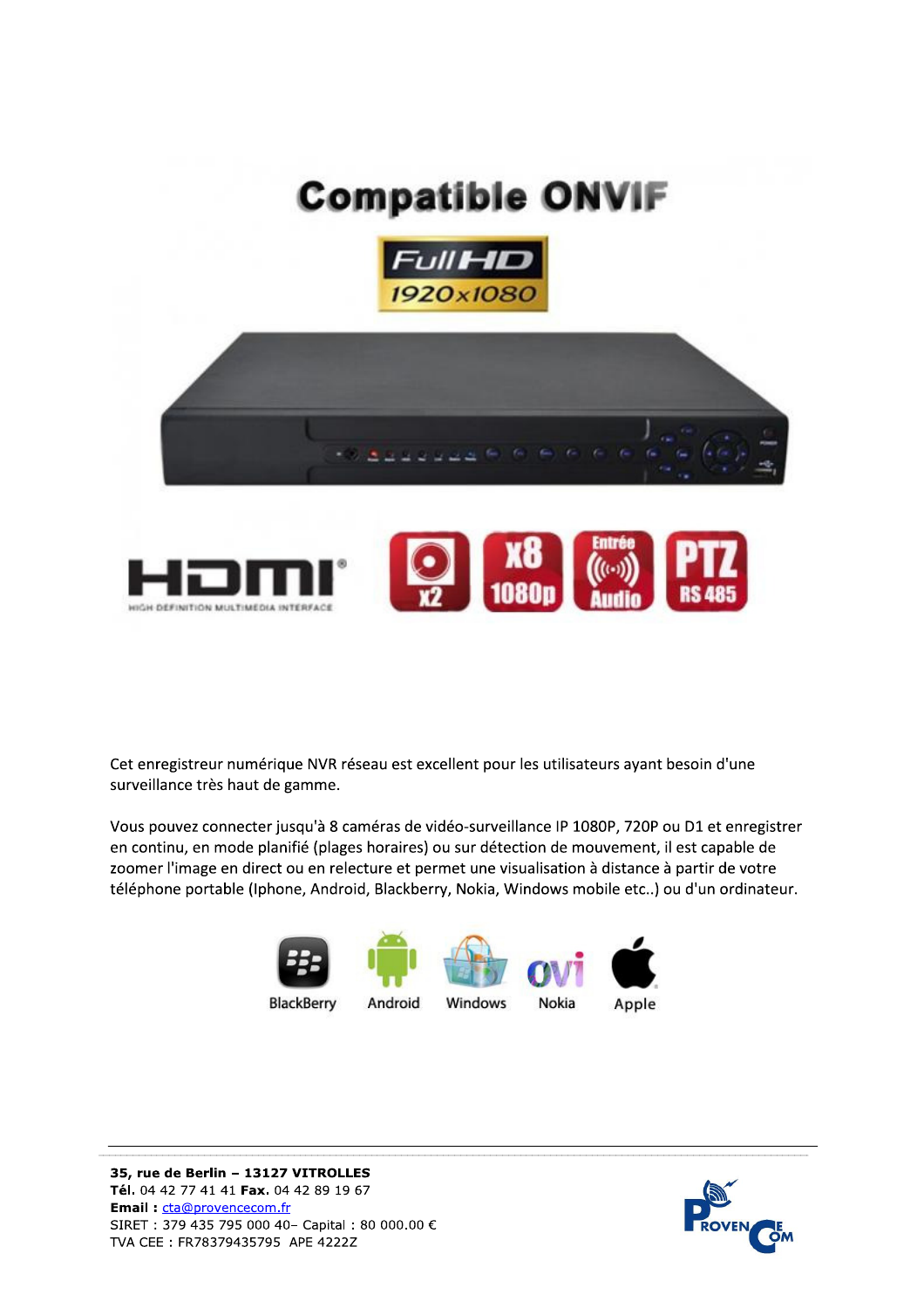# Compatible ONVIF

Full HD 1920x1080

HDMI

x2 | x8 1080p | Entrée Audio | PTZ RS 485

Cet enregistreur numérique NVR réseau est excellent pour les utilisateurs ayant besoin d'une surveillance très haut de gamme.

Vous pouvez connecter jusqu'à 8 caméras de vidéo-surveillance IP 1080P, 720P ou D1 et enregistrer en continu, en mode planifié (plages horaires) ou sur détection de mouvement, il est capable de zoomer l'image en direct ou en relecture et permet une visualisation à distance à partir de votre téléphone portable (Iphone, Android, Blackberry, Nokia, Windows mobile etc..) ou d'un ordinateur.

BlackBerry | Android | Windows | Nokia | Apple

**35, rue de Berlin – 13127 VITROLLES**
**Tél.** 04 42 77 41 41 **Fax.** 04 42 89 19 67
**Email :** cta@provencecom.fr
SIRET : 379 435 795 000 40– Capital : 80 000.00 €
TVA CEE : FR78379435795 APE 4222Z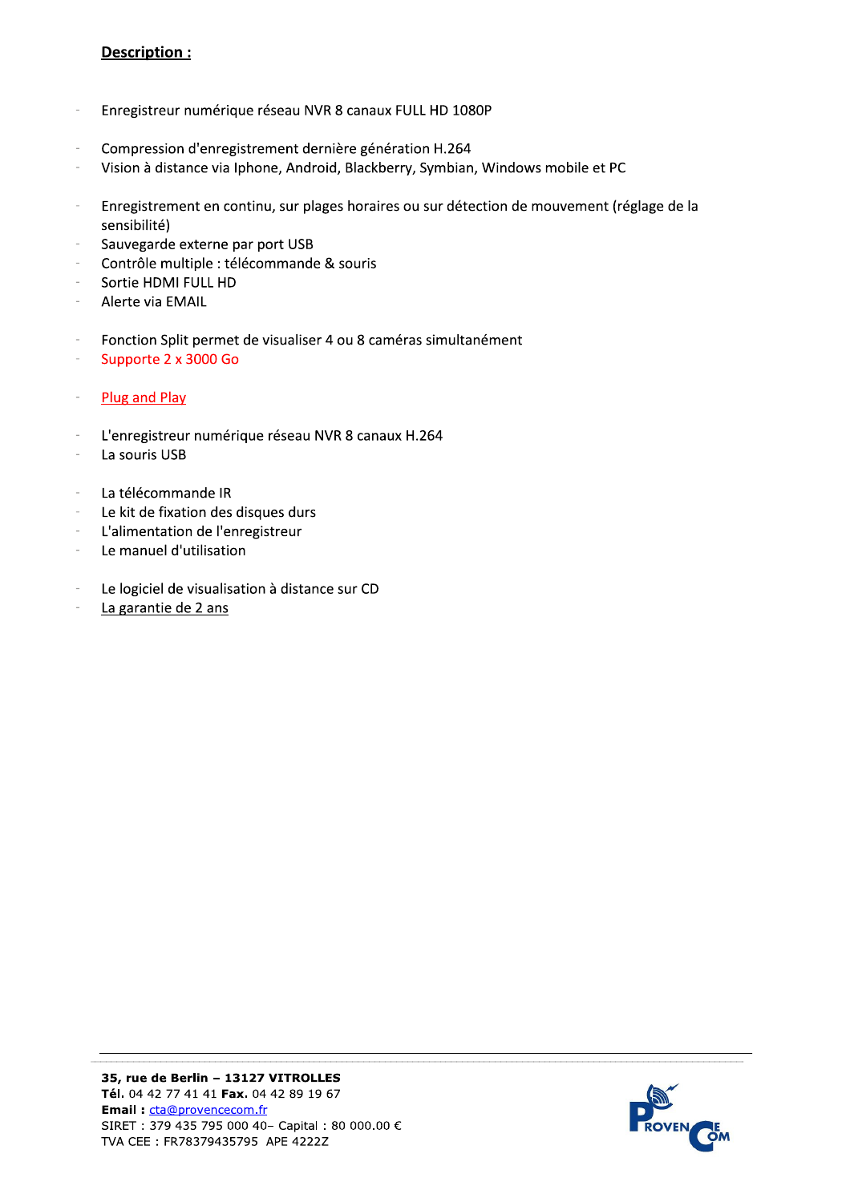**Description :**

- Enregistreur numérique réseau NVR 8 canaux FULL HD 1080P

- Compression d'enregistrement dernière génération H.264
- Vision à distance via Iphone, Android, Blackberry, Symbian, Windows mobile et PC

- Enregistrement en continu, sur plages horaires ou sur détection de mouvement (réglage de la sensibilité)
- Sauvegarde externe par port USB
- Contrôle multiple : télécommande & souris
- Sortie HDMI FULL HD
- Alerte via EMAIL

- Fonction Split permet de visualiser 4 ou 8 caméras simultanément
- Supporte 2 x 3000 Go

- Plug and Play

- L'enregistreur numérique réseau NVR 8 canaux H.264
- La souris USB

- La télécommande IR
- Le kit de fixation des disques durs
- L'alimentation de l'enregistreur
- Le manuel d'utilisation

- Le logiciel de visualisation à distance sur CD
- La garantie de 2 ans

**35, rue de Berlin – 13127 VITROLLES**
**Tél.** 04 42 77 41 41 **Fax.** 04 42 89 19 67
**Email :** cta@provencecom.fr
SIRET : 379 435 795 000 40– Capital : 80 000.00 €
TVA CEE : FR78379435795 APE 4222Z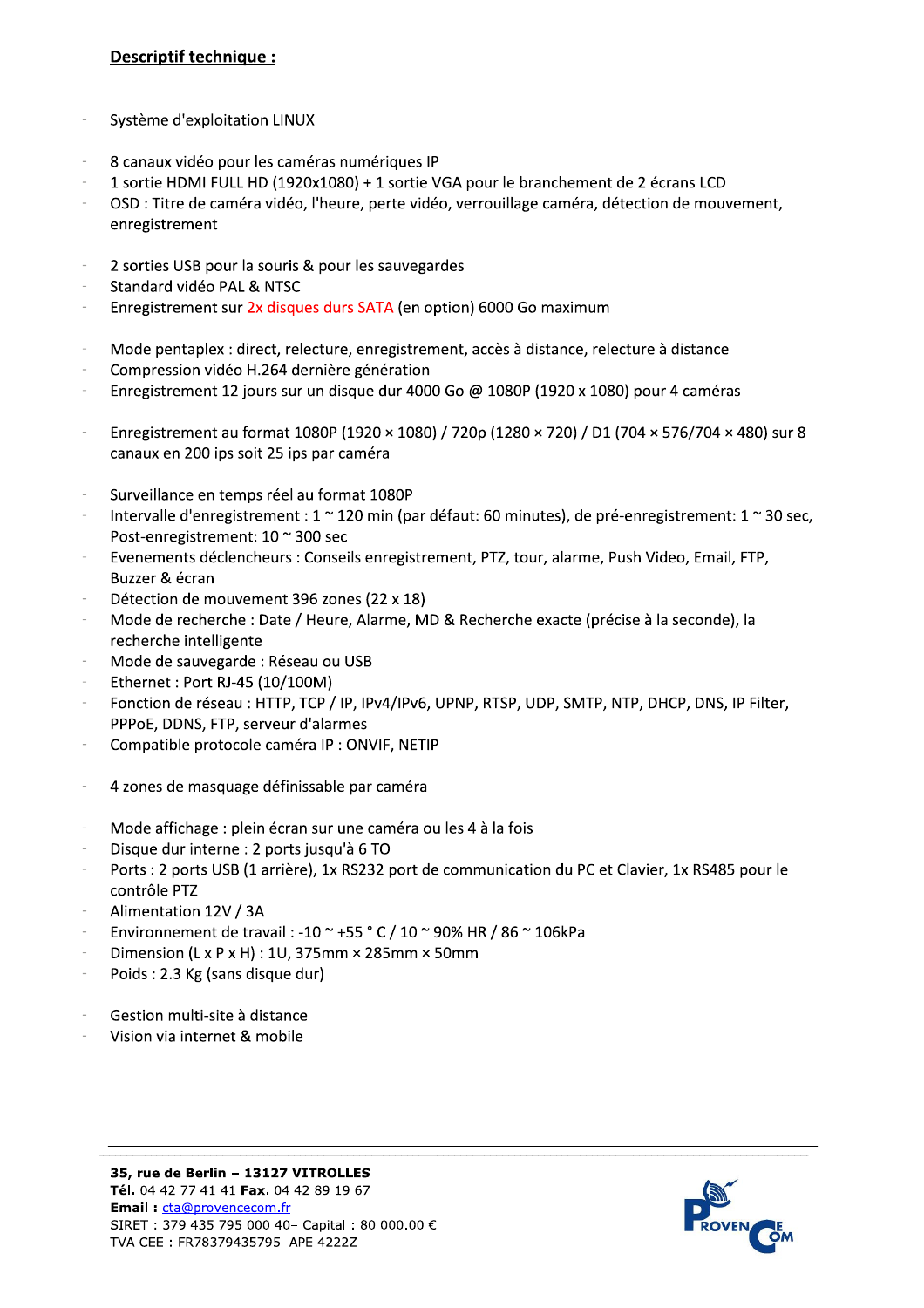**Descriptif technique :**

- Système d'exploitation LINUX

- 8 canaux vidéo pour les caméras numériques IP
- 1 sortie HDMI FULL HD (1920x1080) + 1 sortie VGA pour le branchement de 2 écrans LCD
- OSD : Titre de caméra vidéo, l'heure, perte vidéo, verrouillage caméra, détection de mouvement, enregistrement

- 2 sorties USB pour la souris & pour les sauvegardes
- Standard vidéo PAL & NTSC
- Enregistrement sur 2x disques durs SATA (en option) 6000 Go maximum

- Mode pentaplex : direct, relecture, enregistrement, accès à distance, relecture à distance
- Compression vidéo H.264 dernière génération
- Enregistrement 12 jours sur un disque dur 4000 Go @ 1080P (1920 x 1080) pour 4 caméras

- Enregistrement au format 1080P (1920 × 1080) / 720p (1280 × 720) / D1 (704 × 576/704 × 480) sur 8 canaux en 200 ips soit 25 ips par caméra

- Surveillance en temps réel au format 1080P
- Intervalle d'enregistrement : 1 ~ 120 min (par défaut: 60 minutes), de pré-enregistrement: 1 ~ 30 sec, Post-enregistrement: 10 ~ 300 sec
- Evenements déclencheurs : Conseils enregistrement, PTZ, tour, alarme, Push Video, Email, FTP, Buzzer & écran
- Détection de mouvement 396 zones (22 x 18)
- Mode de recherche : Date / Heure, Alarme, MD & Recherche exacte (précise à la seconde), la recherche intelligente
- Mode de sauvegarde : Réseau ou USB
- Ethernet : Port RJ-45 (10/100M)
- Fonction de réseau : HTTP, TCP / IP, IPv4/IPv6, UPNP, RTSP, UDP, SMTP, NTP, DHCP, DNS, IP Filter, PPPoE, DDNS, FTP, serveur d'alarmes
- Compatible protocole caméra IP : ONVIF, NETIP

- 4 zones de masquage définissable par caméra

- Mode affichage : plein écran sur une caméra ou les 4 à la fois
- Disque dur interne : 2 ports jusqu'à 6 TO
- Ports : 2 ports USB (1 arrière), 1x RS232 port de communication du PC et Clavier, 1x RS485 pour le contrôle PTZ
- Alimentation 12V / 3A
- Environnement de travail : -10 ~ +55 ° C / 10 ~ 90% HR / 86 ~ 106kPa
- Dimension (L x P x H) : 1U, 375mm × 285mm × 50mm
- Poids : 2.3 Kg (sans disque dur)

- Gestion multi-site à distance
- Vision via internet & mobile

**35, rue de Berlin – 13127 VITROLLES**
**Tél.** 04 42 77 41 41 **Fax.** 04 42 89 19 67
**Email :** cta@provencecom.fr
SIRET : 379 435 795 000 40– Capital : 80 000.00 €
TVA CEE : FR78379435795 APE 4222Z